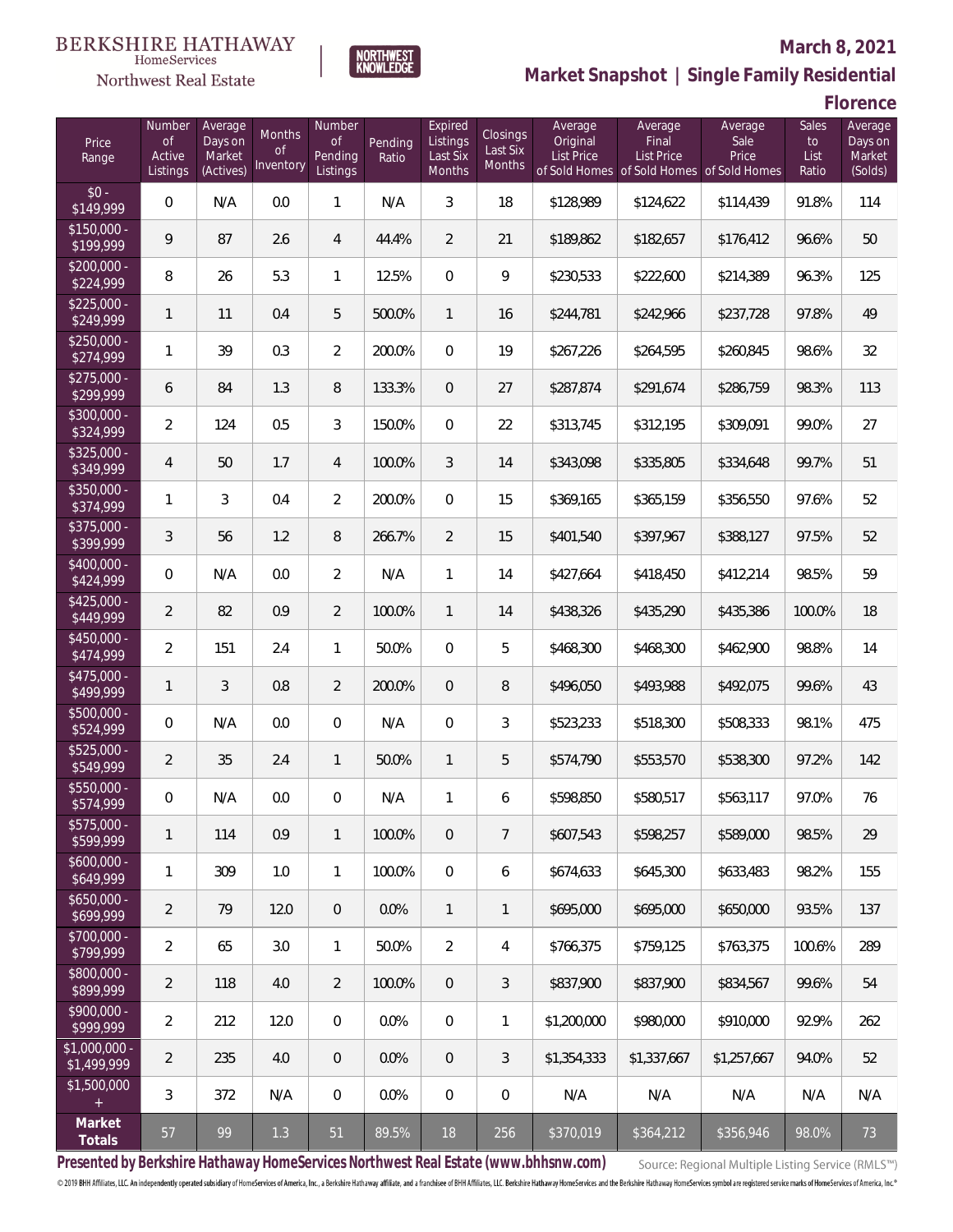BERKSHIRE HATHAWAY HomeServices Northwest Real Estate | NORTHWEST KNOWLEDGE

**March 8, 2021**

## Market Snapshot | Single Family Residential

### Florence

| Price Range | Number of Active Listings | Average Days on Market (Actives) | Months of Inventory | Number of Pending Listings | Pending Ratio | Expired Listings Last Six Months | Closings Last Six Months | Average Original List Price of Sold Homes | Average Final List Price of Sold Homes | Average Sale Price of Sold Homes | Sales to List Ratio | Average Days on Market (Solds) |
|---|---|---|---|---|---|---|---|---|---|---|---|---|
| $0 - $149,999 | 0 | N/A | 0.0 | 1 | N/A | 3 | 18 | $128,989 | $124,622 | $114,439 | 91.8% | 114 |
| $150,000 - $199,999 | 9 | 87 | 2.6 | 4 | 44.4% | 2 | 21 | $189,862 | $182,657 | $176,412 | 96.6% | 50 |
| $200,000 - $224,999 | 8 | 26 | 5.3 | 1 | 12.5% | 0 | 9 | $230,533 | $222,600 | $214,389 | 96.3% | 125 |
| $225,000 - $249,999 | 1 | 11 | 0.4 | 5 | 500.0% | 1 | 16 | $244,781 | $242,966 | $237,728 | 97.8% | 49 |
| $250,000 - $274,999 | 1 | 39 | 0.3 | 2 | 200.0% | 0 | 19 | $267,226 | $264,595 | $260,845 | 98.6% | 32 |
| $275,000 - $299,999 | 6 | 84 | 1.3 | 8 | 133.3% | 0 | 27 | $287,874 | $291,674 | $286,759 | 98.3% | 113 |
| $300,000 - $324,999 | 2 | 124 | 0.5 | 3 | 150.0% | 0 | 22 | $313,745 | $312,195 | $309,091 | 99.0% | 27 |
| $325,000 - $349,999 | 4 | 50 | 1.7 | 4 | 100.0% | 3 | 14 | $343,098 | $335,805 | $334,648 | 99.7% | 51 |
| $350,000 - $374,999 | 1 | 3 | 0.4 | 2 | 200.0% | 0 | 15 | $369,165 | $365,159 | $356,550 | 97.6% | 52 |
| $375,000 - $399,999 | 3 | 56 | 1.2 | 8 | 266.7% | 2 | 15 | $401,540 | $397,967 | $388,127 | 97.5% | 52 |
| $400,000 - $424,999 | 0 | N/A | 0.0 | 2 | N/A | 1 | 14 | $427,664 | $418,450 | $412,214 | 98.5% | 59 |
| $425,000 - $449,999 | 2 | 82 | 0.9 | 2 | 100.0% | 1 | 14 | $438,326 | $435,290 | $435,386 | 100.0% | 18 |
| $450,000 - $474,999 | 2 | 151 | 2.4 | 1 | 50.0% | 0 | 5 | $468,300 | $468,300 | $462,900 | 98.8% | 14 |
| $475,000 - $499,999 | 1 | 3 | 0.8 | 2 | 200.0% | 0 | 8 | $496,050 | $493,988 | $492,075 | 99.6% | 43 |
| $500,000 - $524,999 | 0 | N/A | 0.0 | 0 | N/A | 0 | 3 | $523,233 | $518,300 | $508,333 | 98.1% | 475 |
| $525,000 - $549,999 | 2 | 35 | 2.4 | 1 | 50.0% | 1 | 5 | $574,790 | $553,570 | $538,300 | 97.2% | 142 |
| $550,000 - $574,999 | 0 | N/A | 0.0 | 0 | N/A | 1 | 6 | $598,850 | $580,517 | $563,117 | 97.0% | 76 |
| $575,000 - $599,999 | 1 | 114 | 0.9 | 1 | 100.0% | 0 | 7 | $607,543 | $598,257 | $589,000 | 98.5% | 29 |
| $600,000 - $649,999 | 1 | 309 | 1.0 | 1 | 100.0% | 0 | 6 | $674,633 | $645,300 | $633,483 | 98.2% | 155 |
| $650,000 - $699,999 | 2 | 79 | 12.0 | 0 | 0.0% | 1 | 1 | $695,000 | $695,000 | $650,000 | 93.5% | 137 |
| $700,000 - $799,999 | 2 | 65 | 3.0 | 1 | 50.0% | 2 | 4 | $766,375 | $759,125 | $763,375 | 100.6% | 289 |
| $800,000 - $899,999 | 2 | 118 | 4.0 | 2 | 100.0% | 0 | 3 | $837,900 | $837,900 | $834,567 | 99.6% | 54 |
| $900,000 - $999,999 | 2 | 212 | 12.0 | 0 | 0.0% | 0 | 1 | $1,200,000 | $980,000 | $910,000 | 92.9% | 262 |
| $1,000,000 - $1,499,999 | 2 | 235 | 4.0 | 0 | 0.0% | 0 | 3 | $1,354,333 | $1,337,667 | $1,257,667 | 94.0% | 52 |
| $1,500,000 + | 3 | 372 | N/A | 0 | 0.0% | 0 | 0 | N/A | N/A | N/A | N/A | N/A |
| **Market Totals** | 57 | 99 | 1.3 | 51 | 89.5% | 18 | 256 | $370,019 | $364,212 | $356,946 | 98.0% | 73 |

**Presented by Berkshire Hathaway HomeServices Northwest Real Estate (www.bhhsnw.com)** Source: Regional Multiple Listing Service (RMLS™)

© 2019 BHH Affiliates, LLC. An independently operated subsidiary of HomeServices of America, Inc., a Berkshire Hathaway affiliate, and a franchisee of BHH Affiliates, LLC. Berkshire Hathaway HomeServices and the Berkshire Hathaway HomeServices symbol are registered service marks of HomeServices of America, Inc.®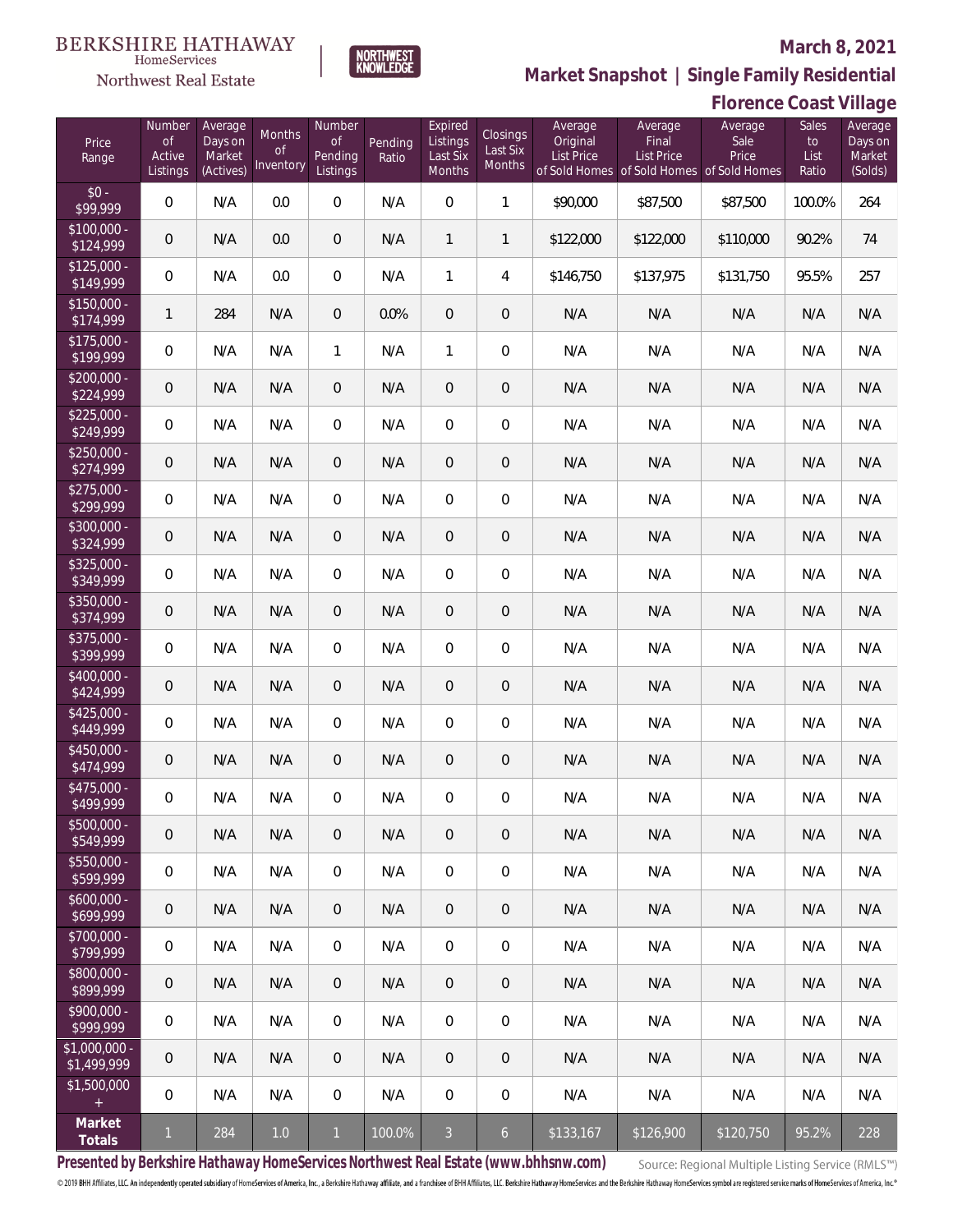BERKSHIRE HATHAWAY HomeServices Northwest Real Estate

NORTHWEST KNOWLEDGE

**March 8, 2021**

**Market Snapshot | Single Family Residential**

**Florence Coast Village**

| Price Range | Number of Active Listings | Average Days on Market (Actives) | Months of Inventory | Number of Pending Listings | Pending Ratio | Expired Listings Last Six Months | Closings Last Six Months | Average Original List Price of Sold Homes | Average Final List Price of Sold Homes | Average Sale Price of Sold Homes | Sales to List Ratio | Average Days on Market (Solds) |
|---|---|---|---|---|---|---|---|---|---|---|---|---|
| $0 - $99,999 | 0 | N/A | 0.0 | 0 | N/A | 0 | 1 | $90,000 | $87,500 | $87,500 | 100.0% | 264 |
| $100,000 - $124,999 | 0 | N/A | 0.0 | 0 | N/A | 1 | 1 | $122,000 | $122,000 | $110,000 | 90.2% | 74 |
| $125,000 - $149,999 | 0 | N/A | 0.0 | 0 | N/A | 1 | 4 | $146,750 | $137,975 | $131,750 | 95.5% | 257 |
| $150,000 - $174,999 | 1 | 284 | N/A | 0 | 0.0% | 0 | 0 | N/A | N/A | N/A | N/A | N/A |
| $175,000 - $199,999 | 0 | N/A | N/A | 1 | N/A | 1 | 0 | N/A | N/A | N/A | N/A | N/A |
| $200,000 - $224,999 | 0 | N/A | N/A | 0 | N/A | 0 | 0 | N/A | N/A | N/A | N/A | N/A |
| $225,000 - $249,999 | 0 | N/A | N/A | 0 | N/A | 0 | 0 | N/A | N/A | N/A | N/A | N/A |
| $250,000 - $274,999 | 0 | N/A | N/A | 0 | N/A | 0 | 0 | N/A | N/A | N/A | N/A | N/A |
| $275,000 - $299,999 | 0 | N/A | N/A | 0 | N/A | 0 | 0 | N/A | N/A | N/A | N/A | N/A |
| $300,000 - $324,999 | 0 | N/A | N/A | 0 | N/A | 0 | 0 | N/A | N/A | N/A | N/A | N/A |
| $325,000 - $349,999 | 0 | N/A | N/A | 0 | N/A | 0 | 0 | N/A | N/A | N/A | N/A | N/A |
| $350,000 - $374,999 | 0 | N/A | N/A | 0 | N/A | 0 | 0 | N/A | N/A | N/A | N/A | N/A |
| $375,000 - $399,999 | 0 | N/A | N/A | 0 | N/A | 0 | 0 | N/A | N/A | N/A | N/A | N/A |
| $400,000 - $424,999 | 0 | N/A | N/A | 0 | N/A | 0 | 0 | N/A | N/A | N/A | N/A | N/A |
| $425,000 - $449,999 | 0 | N/A | N/A | 0 | N/A | 0 | 0 | N/A | N/A | N/A | N/A | N/A |
| $450,000 - $474,999 | 0 | N/A | N/A | 0 | N/A | 0 | 0 | N/A | N/A | N/A | N/A | N/A |
| $475,000 - $499,999 | 0 | N/A | N/A | 0 | N/A | 0 | 0 | N/A | N/A | N/A | N/A | N/A |
| $500,000 - $549,999 | 0 | N/A | N/A | 0 | N/A | 0 | 0 | N/A | N/A | N/A | N/A | N/A |
| $550,000 - $599,999 | 0 | N/A | N/A | 0 | N/A | 0 | 0 | N/A | N/A | N/A | N/A | N/A |
| $600,000 - $699,999 | 0 | N/A | N/A | 0 | N/A | 0 | 0 | N/A | N/A | N/A | N/A | N/A |
| $700,000 - $799,999 | 0 | N/A | N/A | 0 | N/A | 0 | 0 | N/A | N/A | N/A | N/A | N/A |
| $800,000 - $899,999 | 0 | N/A | N/A | 0 | N/A | 0 | 0 | N/A | N/A | N/A | N/A | N/A |
| $900,000 - $999,999 | 0 | N/A | N/A | 0 | N/A | 0 | 0 | N/A | N/A | N/A | N/A | N/A |
| $1,000,000 - $1,499,999 | 0 | N/A | N/A | 0 | N/A | 0 | 0 | N/A | N/A | N/A | N/A | N/A |
| $1,500,000 + | 0 | N/A | N/A | 0 | N/A | 0 | 0 | N/A | N/A | N/A | N/A | N/A |
| **Market Totals** | 1 | 284 | 1.0 | 1 | 100.0% | 3 | 6 | $133,167 | $126,900 | $120,750 | 95.2% | 228 |

**Presented by Berkshire Hathaway HomeServices Northwest Real Estate (www.bhhsnw.com)**

Source: Regional Multiple Listing Service (RMLS™)

© 2019 BHH Affiliates, LLC. An independently operated subsidiary of HomeServices of America, Inc., a Berkshire Hathaway affiliate, and a franchisee of BHH Affiliates, LLC. Berkshire Hathaway HomeServices and the Berkshire Hathaway HomeServices symbol are registered service marks of HomeServices of America, Inc.®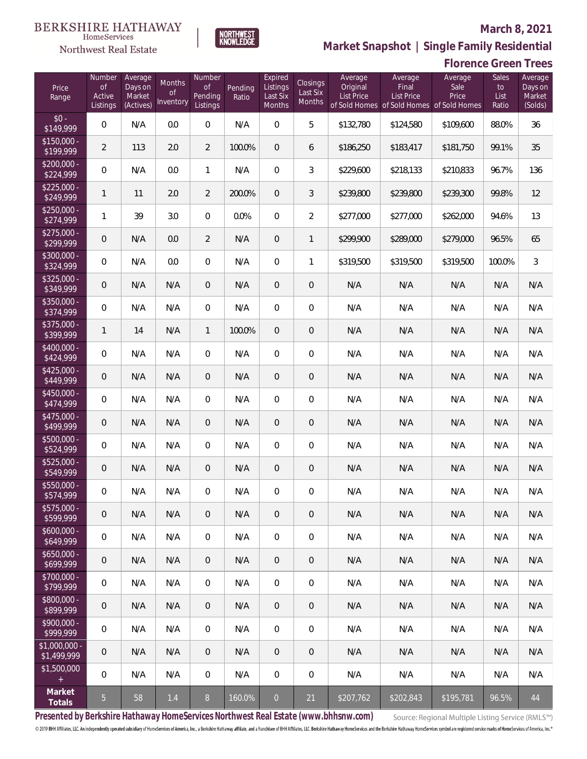BERKSHIRE HATHAWAY HomeServices Northwest Real Estate

NORTHWEST KNOWLEDGE

**March 8, 2021**

**Market Snapshot | Single Family Residential**

**Florence Green Trees**

| Price Range | Number of Active Listings | Average Days on Market (Actives) | Months of Inventory | Number of Pending Listings | Pending Ratio | Expired Listings Last Six Months | Closings Last Six Months | Average Original List Price of Sold Homes | Average Final List Price of Sold Homes | Average Sale Price of Sold Homes | Sales to List Ratio | Average Days on Market (Solds) |
|---|---|---|---|---|---|---|---|---|---|---|---|---|
| $0 - $149,999 | 0 | N/A | 0.0 | 0 | N/A | 0 | 5 | $132,780 | $124,580 | $109,600 | 88.0% | 36 |
| $150,000 - $199,999 | 2 | 113 | 2.0 | 2 | 100.0% | 0 | 6 | $186,250 | $183,417 | $181,750 | 99.1% | 35 |
| $200,000 - $224,999 | 0 | N/A | 0.0 | 1 | N/A | 0 | 3 | $229,600 | $218,133 | $210,833 | 96.7% | 136 |
| $225,000 - $249,999 | 1 | 11 | 2.0 | 2 | 200.0% | 0 | 3 | $239,800 | $239,800 | $239,300 | 99.8% | 12 |
| $250,000 - $274,999 | 1 | 39 | 3.0 | 0 | 0.0% | 0 | 2 | $277,000 | $277,000 | $262,000 | 94.6% | 13 |
| $275,000 - $299,999 | 0 | N/A | 0.0 | 2 | N/A | 0 | 1 | $299,900 | $289,000 | $279,000 | 96.5% | 65 |
| $300,000 - $324,999 | 0 | N/A | 0.0 | 0 | N/A | 0 | 1 | $319,500 | $319,500 | $319,500 | 100.0% | 3 |
| $325,000 - $349,999 | 0 | N/A | N/A | 0 | N/A | 0 | 0 | N/A | N/A | N/A | N/A | N/A |
| $350,000 - $374,999 | 0 | N/A | N/A | 0 | N/A | 0 | 0 | N/A | N/A | N/A | N/A | N/A |
| $375,000 - $399,999 | 1 | 14 | N/A | 1 | 100.0% | 0 | 0 | N/A | N/A | N/A | N/A | N/A |
| $400,000 - $424,999 | 0 | N/A | N/A | 0 | N/A | 0 | 0 | N/A | N/A | N/A | N/A | N/A |
| $425,000 - $449,999 | 0 | N/A | N/A | 0 | N/A | 0 | 0 | N/A | N/A | N/A | N/A | N/A |
| $450,000 - $474,999 | 0 | N/A | N/A | 0 | N/A | 0 | 0 | N/A | N/A | N/A | N/A | N/A |
| $475,000 - $499,999 | 0 | N/A | N/A | 0 | N/A | 0 | 0 | N/A | N/A | N/A | N/A | N/A |
| $500,000 - $524,999 | 0 | N/A | N/A | 0 | N/A | 0 | 0 | N/A | N/A | N/A | N/A | N/A |
| $525,000 - $549,999 | 0 | N/A | N/A | 0 | N/A | 0 | 0 | N/A | N/A | N/A | N/A | N/A |
| $550,000 - $574,999 | 0 | N/A | N/A | 0 | N/A | 0 | 0 | N/A | N/A | N/A | N/A | N/A |
| $575,000 - $599,999 | 0 | N/A | N/A | 0 | N/A | 0 | 0 | N/A | N/A | N/A | N/A | N/A |
| $600,000 - $649,999 | 0 | N/A | N/A | 0 | N/A | 0 | 0 | N/A | N/A | N/A | N/A | N/A |
| $650,000 - $699,999 | 0 | N/A | N/A | 0 | N/A | 0 | 0 | N/A | N/A | N/A | N/A | N/A |
| $700,000 - $799,999 | 0 | N/A | N/A | 0 | N/A | 0 | 0 | N/A | N/A | N/A | N/A | N/A |
| $800,000 - $899,999 | 0 | N/A | N/A | 0 | N/A | 0 | 0 | N/A | N/A | N/A | N/A | N/A |
| $900,000 - $999,999 | 0 | N/A | N/A | 0 | N/A | 0 | 0 | N/A | N/A | N/A | N/A | N/A |
| $1,000,000 - $1,499,999 | 0 | N/A | N/A | 0 | N/A | 0 | 0 | N/A | N/A | N/A | N/A | N/A |
| $1,500,000 + | 0 | N/A | N/A | 0 | N/A | 0 | 0 | N/A | N/A | N/A | N/A | N/A |
| **Market Totals** | 5 | 58 | 1.4 | 8 | 160.0% | 0 | 21 | $207,762 | $202,843 | $195,781 | 96.5% | 44 |

**Presented by Berkshire Hathaway HomeServices Northwest Real Estate (www.bhhsnw.com)**

Source: Regional Multiple Listing Service (RMLS™)

© 2019 BHH Affiliates, LLC. An independently operated subsidiary of HomeServices of America, Inc., a Berkshire Hathaway affiliate, and a franchisee of BHH Affiliates, LLC. Berkshire Hathaway HomeServices and the Berkshire Hathaway HomeServices symbol are registered service marks of HomeServices of America, Inc.®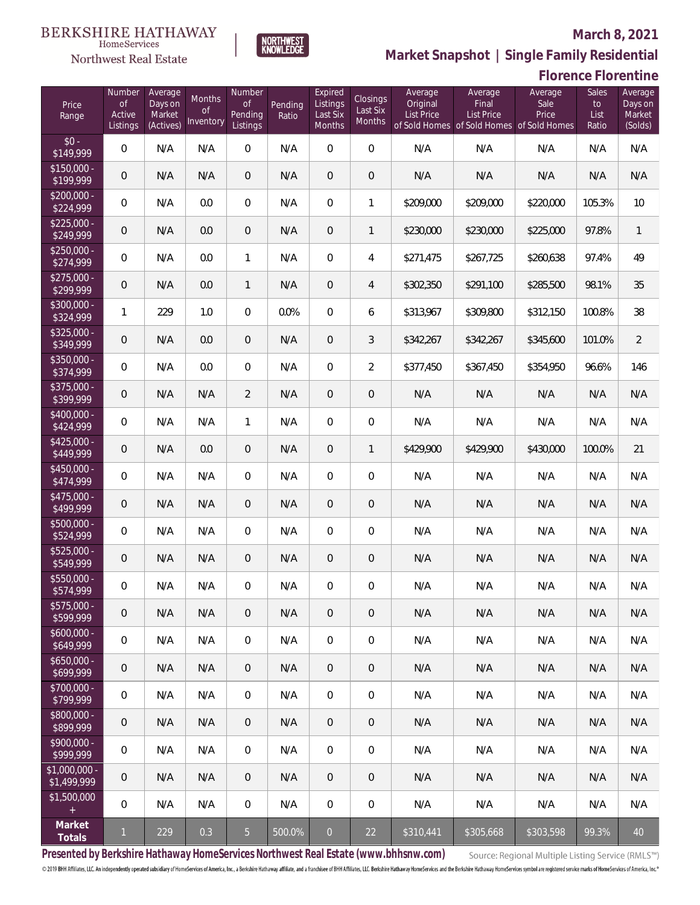BERKSHIRE HATHAWAY HomeServices Northwest Real Estate

NORTHWEST KNOWLEDGE

**March 8, 2021**

**Market Snapshot | Single Family Residential**

**Florence Florentine**

| Price Range | Number of Active Listings | Average Days on Market (Actives) | Months of Inventory | Number of Pending Listings | Pending Ratio | Expired Listings Last Six Months | Closings Last Six Months | Average Original List Price of Sold Homes | Average Final List Price of Sold Homes | Average Sale Price of Sold Homes | Sales to List Ratio | Average Days on Market (Solds) |
|---|---|---|---|---|---|---|---|---|---|---|---|---|
| $0 - $149,999 | 0 | N/A | N/A | 0 | N/A | 0 | 0 | N/A | N/A | N/A | N/A | N/A |
| $150,000 - $199,999 | 0 | N/A | N/A | 0 | N/A | 0 | 0 | N/A | N/A | N/A | N/A | N/A |
| $200,000 - $224,999 | 0 | N/A | 0.0 | 0 | N/A | 0 | 1 | $209,000 | $209,000 | $220,000 | 105.3% | 10 |
| $225,000 - $249,999 | 0 | N/A | 0.0 | 0 | N/A | 0 | 1 | $230,000 | $230,000 | $225,000 | 97.8% | 1 |
| $250,000 - $274,999 | 0 | N/A | 0.0 | 1 | N/A | 0 | 4 | $271,475 | $267,725 | $260,638 | 97.4% | 49 |
| $275,000 - $299,999 | 0 | N/A | 0.0 | 1 | N/A | 0 | 4 | $302,350 | $291,100 | $285,500 | 98.1% | 35 |
| $300,000 - $324,999 | 1 | 229 | 1.0 | 0 | 0.0% | 0 | 6 | $313,967 | $309,800 | $312,150 | 100.8% | 38 |
| $325,000 - $349,999 | 0 | N/A | 0.0 | 0 | N/A | 0 | 3 | $342,267 | $342,267 | $345,600 | 101.0% | 2 |
| $350,000 - $374,999 | 0 | N/A | 0.0 | 0 | N/A | 0 | 2 | $377,450 | $367,450 | $354,950 | 96.6% | 146 |
| $375,000 - $399,999 | 0 | N/A | N/A | 2 | N/A | 0 | 0 | N/A | N/A | N/A | N/A | N/A |
| $400,000 - $424,999 | 0 | N/A | N/A | 1 | N/A | 0 | 0 | N/A | N/A | N/A | N/A | N/A |
| $425,000 - $449,999 | 0 | N/A | 0.0 | 0 | N/A | 0 | 1 | $429,900 | $429,900 | $430,000 | 100.0% | 21 |
| $450,000 - $474,999 | 0 | N/A | N/A | 0 | N/A | 0 | 0 | N/A | N/A | N/A | N/A | N/A |
| $475,000 - $499,999 | 0 | N/A | N/A | 0 | N/A | 0 | 0 | N/A | N/A | N/A | N/A | N/A |
| $500,000 - $524,999 | 0 | N/A | N/A | 0 | N/A | 0 | 0 | N/A | N/A | N/A | N/A | N/A |
| $525,000 - $549,999 | 0 | N/A | N/A | 0 | N/A | 0 | 0 | N/A | N/A | N/A | N/A | N/A |
| $550,000 - $574,999 | 0 | N/A | N/A | 0 | N/A | 0 | 0 | N/A | N/A | N/A | N/A | N/A |
| $575,000 - $599,999 | 0 | N/A | N/A | 0 | N/A | 0 | 0 | N/A | N/A | N/A | N/A | N/A |
| $600,000 - $649,999 | 0 | N/A | N/A | 0 | N/A | 0 | 0 | N/A | N/A | N/A | N/A | N/A |
| $650,000 - $699,999 | 0 | N/A | N/A | 0 | N/A | 0 | 0 | N/A | N/A | N/A | N/A | N/A |
| $700,000 - $799,999 | 0 | N/A | N/A | 0 | N/A | 0 | 0 | N/A | N/A | N/A | N/A | N/A |
| $800,000 - $899,999 | 0 | N/A | N/A | 0 | N/A | 0 | 0 | N/A | N/A | N/A | N/A | N/A |
| $900,000 - $999,999 | 0 | N/A | N/A | 0 | N/A | 0 | 0 | N/A | N/A | N/A | N/A | N/A |
| $1,000,000 - $1,499,999 | 0 | N/A | N/A | 0 | N/A | 0 | 0 | N/A | N/A | N/A | N/A | N/A |
| $1,500,000 + | 0 | N/A | N/A | 0 | N/A | 0 | 0 | N/A | N/A | N/A | N/A | N/A |
| **Market Totals** | 1 | 229 | 0.3 | 5 | 500.0% | 0 | 22 | $310,441 | $305,668 | $303,598 | 99.3% | 40 |

**Presented by Berkshire Hathaway HomeServices Northwest Real Estate (www.bhhsnw.com)**

Source: Regional Multiple Listing Service (RMLS™)

© 2019 BHH Affiliates, LLC. An independently operated subsidiary of HomeServices of America, Inc., a Berkshire Hathaway affiliate, and a franchisee of BHH Affiliates, LLC. Berkshire Hathaway HomeServices and the Berkshire Hathaway HomeServices symbol are registered service marks of HomeServices of America, Inc.®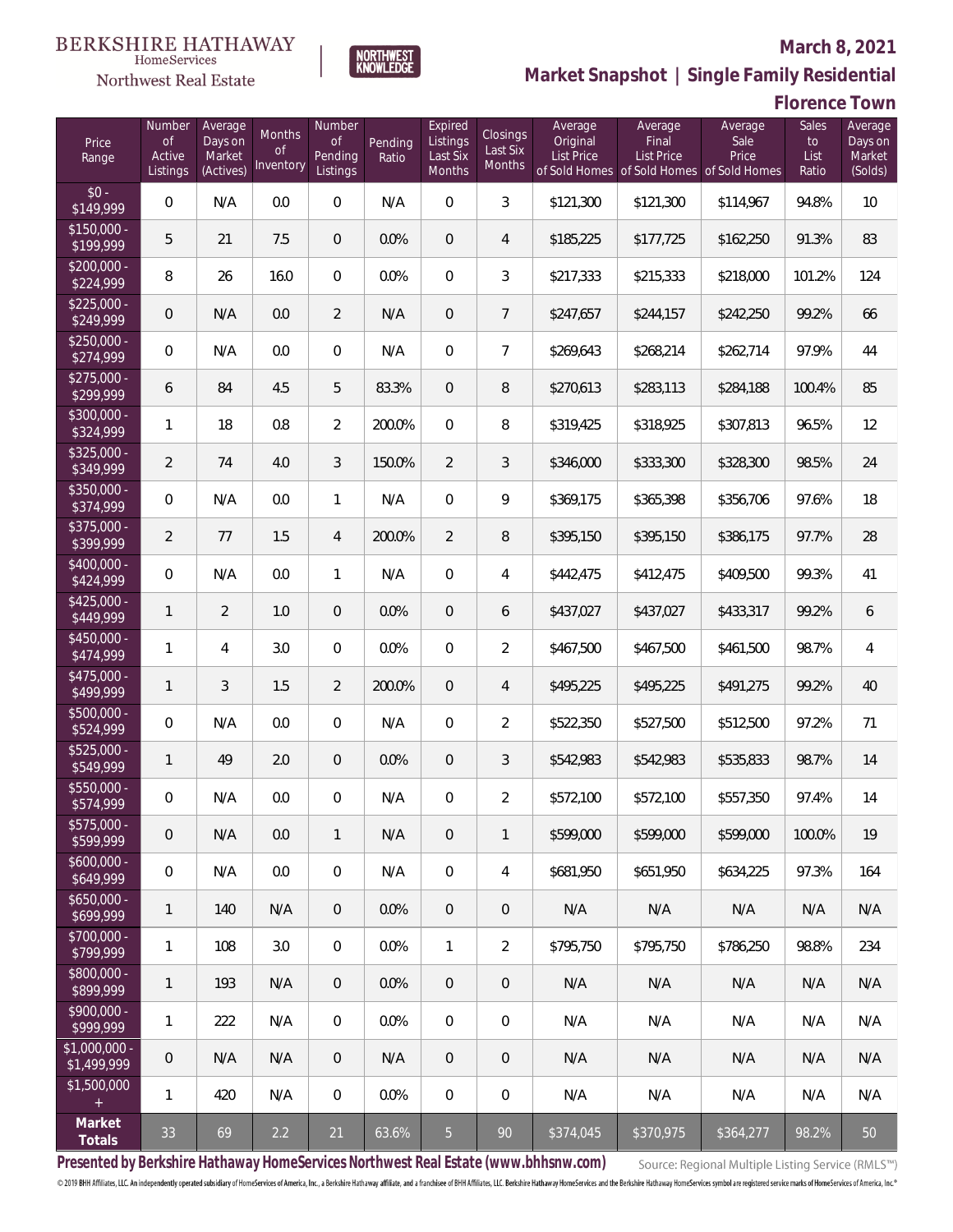BERKSHIRE HATHAWAY HomeServices Northwest Real Estate | NORTHWEST KNOWLEDGE

## March 8, 2021

## Market Snapshot | Single Family Residential

## Florence Town

| Price Range | Number of Active Listings | Average Days on Market (Actives) | Months of Inventory | Number of Pending Listings | Pending Ratio | Expired Listings Last Six Months | Closings Last Six Months | Average Original List Price of Sold Homes | Average Final List Price of Sold Homes | Average Sale Price of Sold Homes | Sales to List Ratio | Average Days on Market (Solds) |
|---|---|---|---|---|---|---|---|---|---|---|---|---|
| $0 - $149,999 | 0 | N/A | 0.0 | 0 | N/A | 0 | 3 | $121,300 | $121,300 | $114,967 | 94.8% | 10 |
| $150,000 - $199,999 | 5 | 21 | 7.5 | 0 | 0.0% | 0 | 4 | $185,225 | $177,725 | $162,250 | 91.3% | 83 |
| $200,000 - $224,999 | 8 | 26 | 16.0 | 0 | 0.0% | 0 | 3 | $217,333 | $215,333 | $218,000 | 101.2% | 124 |
| $225,000 - $249,999 | 0 | N/A | 0.0 | 2 | N/A | 0 | 7 | $247,657 | $244,157 | $242,250 | 99.2% | 66 |
| $250,000 - $274,999 | 0 | N/A | 0.0 | 0 | N/A | 0 | 7 | $269,643 | $268,214 | $262,714 | 97.9% | 44 |
| $275,000 - $299,999 | 6 | 84 | 4.5 | 5 | 83.3% | 0 | 8 | $270,613 | $283,113 | $284,188 | 100.4% | 85 |
| $300,000 - $324,999 | 1 | 18 | 0.8 | 2 | 200.0% | 0 | 8 | $319,425 | $318,925 | $307,813 | 96.5% | 12 |
| $325,000 - $349,999 | 2 | 74 | 4.0 | 3 | 150.0% | 2 | 3 | $346,000 | $333,300 | $328,300 | 98.5% | 24 |
| $350,000 - $374,999 | 0 | N/A | 0.0 | 1 | N/A | 0 | 9 | $369,175 | $365,398 | $356,706 | 97.6% | 18 |
| $375,000 - $399,999 | 2 | 77 | 1.5 | 4 | 200.0% | 2 | 8 | $395,150 | $395,150 | $386,175 | 97.7% | 28 |
| $400,000 - $424,999 | 0 | N/A | 0.0 | 1 | N/A | 0 | 4 | $442,475 | $412,475 | $409,500 | 99.3% | 41 |
| $425,000 - $449,999 | 1 | 2 | 1.0 | 0 | 0.0% | 0 | 6 | $437,027 | $437,027 | $433,317 | 99.2% | 6 |
| $450,000 - $474,999 | 1 | 4 | 3.0 | 0 | 0.0% | 0 | 2 | $467,500 | $467,500 | $461,500 | 98.7% | 4 |
| $475,000 - $499,999 | 1 | 3 | 1.5 | 2 | 200.0% | 0 | 4 | $495,225 | $495,225 | $491,275 | 99.2% | 40 |
| $500,000 - $524,999 | 0 | N/A | 0.0 | 0 | N/A | 0 | 2 | $522,350 | $527,500 | $512,500 | 97.2% | 71 |
| $525,000 - $549,999 | 1 | 49 | 2.0 | 0 | 0.0% | 0 | 3 | $542,983 | $542,983 | $535,833 | 98.7% | 14 |
| $550,000 - $574,999 | 0 | N/A | 0.0 | 0 | N/A | 0 | 2 | $572,100 | $572,100 | $557,350 | 97.4% | 14 |
| $575,000 - $599,999 | 0 | N/A | 0.0 | 1 | N/A | 0 | 1 | $599,000 | $599,000 | $599,000 | 100.0% | 19 |
| $600,000 - $649,999 | 0 | N/A | 0.0 | 0 | N/A | 0 | 4 | $681,950 | $651,950 | $634,225 | 97.3% | 164 |
| $650,000 - $699,999 | 1 | 140 | N/A | 0 | 0.0% | 0 | 0 | N/A | N/A | N/A | N/A | N/A |
| $700,000 - $799,999 | 1 | 108 | 3.0 | 0 | 0.0% | 1 | 2 | $795,750 | $795,750 | $786,250 | 98.8% | 234 |
| $800,000 - $899,999 | 1 | 193 | N/A | 0 | 0.0% | 0 | 0 | N/A | N/A | N/A | N/A | N/A |
| $900,000 - $999,999 | 1 | 222 | N/A | 0 | 0.0% | 0 | 0 | N/A | N/A | N/A | N/A | N/A |
| $1,000,000 - $1,499,999 | 0 | N/A | N/A | 0 | N/A | 0 | 0 | N/A | N/A | N/A | N/A | N/A |
| $1,500,000 + | 1 | 420 | N/A | 0 | 0.0% | 0 | 0 | N/A | N/A | N/A | N/A | N/A |
| **Market Totals** | 33 | 69 | 2.2 | 21 | 63.6% | 5 | 90 | $374,045 | $370,975 | $364,277 | 98.2% | 50 |

**Presented by Berkshire Hathaway HomeServices Northwest Real Estate (www.bhhsnw.com)** Source: Regional Multiple Listing Service (RMLS™)

© 2019 BHH Affiliates, LLC. An independently operated subsidiary of HomeServices of America, Inc., a Berkshire Hathaway affiliate, and a franchisee of BHH Affiliates, LLC. Berkshire Hathaway HomeServices and the Berkshire Hathaway HomeServices symbol are registered service marks of HomeServices of America, Inc.®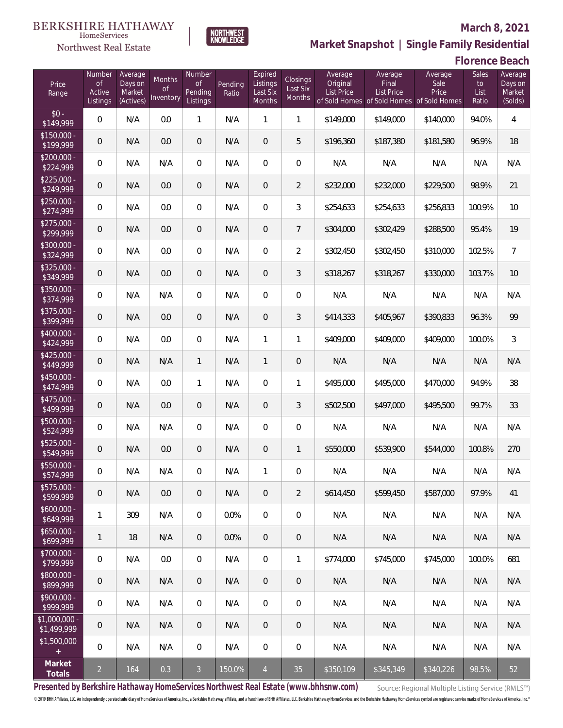BERKSHIRE HATHAWAY HomeServices Northwest Real Estate

NORTHWEST KNOWLEDGE

**March 8, 2021**

## Market Snapshot | Single Family Residential

### Florence Beach

| Price Range | Number of Active Listings | Average Days on Market (Actives) | Months of Inventory | Number of Pending Listings | Pending Ratio | Expired Listings Last Six Months | Closings Last Six Months | Average Original List Price of Sold Homes | Average Final List Price of Sold Homes | Average Sale Price of Sold Homes | Sales to List Ratio | Average Days on Market (Solds) |
|---|---|---|---|---|---|---|---|---|---|---|---|---|
| $0 - $149,999 | 0 | N/A | 0.0 | 1 | N/A | 1 | 1 | $149,000 | $149,000 | $140,000 | 94.0% | 4 |
| $150,000 - $199,999 | 0 | N/A | 0.0 | 0 | N/A | 0 | 5 | $196,360 | $187,380 | $181,580 | 96.9% | 18 |
| $200,000 - $224,999 | 0 | N/A | N/A | 0 | N/A | 0 | 0 | N/A | N/A | N/A | N/A | N/A |
| $225,000 - $249,999 | 0 | N/A | 0.0 | 0 | N/A | 0 | 2 | $232,000 | $232,000 | $229,500 | 98.9% | 21 |
| $250,000 - $274,999 | 0 | N/A | 0.0 | 0 | N/A | 0 | 3 | $254,633 | $254,633 | $256,833 | 100.9% | 10 |
| $275,000 - $299,999 | 0 | N/A | 0.0 | 0 | N/A | 0 | 7 | $304,000 | $302,429 | $288,500 | 95.4% | 19 |
| $300,000 - $324,999 | 0 | N/A | 0.0 | 0 | N/A | 0 | 2 | $302,450 | $302,450 | $310,000 | 102.5% | 7 |
| $325,000 - $349,999 | 0 | N/A | 0.0 | 0 | N/A | 0 | 3 | $318,267 | $318,267 | $330,000 | 103.7% | 10 |
| $350,000 - $374,999 | 0 | N/A | N/A | 0 | N/A | 0 | 0 | N/A | N/A | N/A | N/A | N/A |
| $375,000 - $399,999 | 0 | N/A | 0.0 | 0 | N/A | 0 | 3 | $414,333 | $405,967 | $390,833 | 96.3% | 99 |
| $400,000 - $424,999 | 0 | N/A | 0.0 | 0 | N/A | 1 | 1 | $409,000 | $409,000 | $409,000 | 100.0% | 3 |
| $425,000 - $449,999 | 0 | N/A | N/A | 1 | N/A | 1 | 0 | N/A | N/A | N/A | N/A | N/A |
| $450,000 - $474,999 | 0 | N/A | 0.0 | 1 | N/A | 0 | 1 | $495,000 | $495,000 | $470,000 | 94.9% | 38 |
| $475,000 - $499,999 | 0 | N/A | 0.0 | 0 | N/A | 0 | 3 | $502,500 | $497,000 | $495,500 | 99.7% | 33 |
| $500,000 - $524,999 | 0 | N/A | N/A | 0 | N/A | 0 | 0 | N/A | N/A | N/A | N/A | N/A |
| $525,000 - $549,999 | 0 | N/A | 0.0 | 0 | N/A | 0 | 1 | $550,000 | $539,900 | $544,000 | 100.8% | 270 |
| $550,000 - $574,999 | 0 | N/A | N/A | 0 | N/A | 1 | 0 | N/A | N/A | N/A | N/A | N/A |
| $575,000 - $599,999 | 0 | N/A | 0.0 | 0 | N/A | 0 | 2 | $614,450 | $599,450 | $587,000 | 97.9% | 41 |
| $600,000 - $649,999 | 1 | 309 | N/A | 0 | 0.0% | 0 | 0 | N/A | N/A | N/A | N/A | N/A |
| $650,000 - $699,999 | 1 | 18 | N/A | 0 | 0.0% | 0 | 0 | N/A | N/A | N/A | N/A | N/A |
| $700,000 - $799,999 | 0 | N/A | 0.0 | 0 | N/A | 0 | 1 | $774,000 | $745,000 | $745,000 | 100.0% | 681 |
| $800,000 - $899,999 | 0 | N/A | N/A | 0 | N/A | 0 | 0 | N/A | N/A | N/A | N/A | N/A |
| $900,000 - $999,999 | 0 | N/A | N/A | 0 | N/A | 0 | 0 | N/A | N/A | N/A | N/A | N/A |
| $1,000,000 - $1,499,999 | 0 | N/A | N/A | 0 | N/A | 0 | 0 | N/A | N/A | N/A | N/A | N/A |
| $1,500,000 + | 0 | N/A | N/A | 0 | N/A | 0 | 0 | N/A | N/A | N/A | N/A | N/A |
| **Market Totals** | 2 | 164 | 0.3 | 3 | 150.0% | 4 | 35 | $350,109 | $345,349 | $340,226 | 98.5% | 52 |

**Presented by Berkshire Hathaway HomeServices Northwest Real Estate (www.bhhsnw.com)**

Source: Regional Multiple Listing Service (RMLS™)

© 2019 BHH Affiliates, LLC. An independently operated subsidiary of HomeServices of America, Inc., a Berkshire Hathaway affiliate, and a franchisee of BHH Affiliates, LLC. Berkshire Hathaway HomeServices and the Berkshire Hathaway HomeServices symbol are registered service marks of HomeServices of America, Inc.®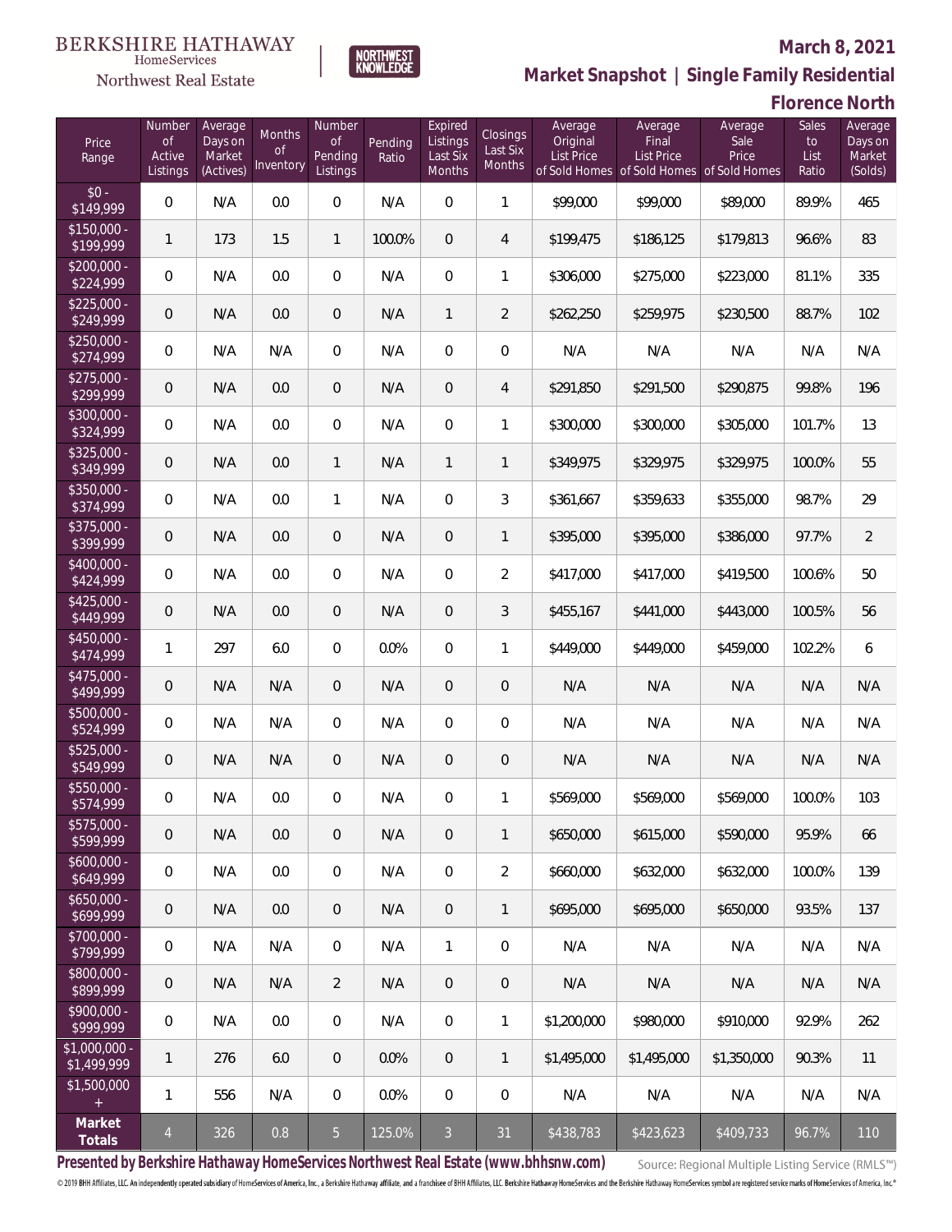BERKSHIRE HATHAWAY HomeServices Northwest Real Estate

NORTHWEST KNOWLEDGE

**March 8, 2021**

## Market Snapshot | Single Family Residential

## Florence North

| Price Range | Number of Active Listings | Average Days on Market (Actives) | Months of Inventory | Number of Pending Listings | Pending Ratio | Expired Listings Last Six Months | Closings Last Six Months | Average Original List Price of Sold Homes | Average Final List Price of Sold Homes | Average Sale Price of Sold Homes | Sales to List Ratio | Average Days on Market (Solds) |
|---|---|---|---|---|---|---|---|---|---|---|---|---|
| $0 - $149,999 | 0 | N/A | 0.0 | 0 | N/A | 0 | 1 | $99,000 | $99,000 | $89,000 | 89.9% | 465 |
| $150,000 - $199,999 | 1 | 173 | 1.5 | 1 | 100.0% | 0 | 4 | $199,475 | $186,125 | $179,813 | 96.6% | 83 |
| $200,000 - $224,999 | 0 | N/A | 0.0 | 0 | N/A | 0 | 1 | $306,000 | $275,000 | $223,000 | 81.1% | 335 |
| $225,000 - $249,999 | 0 | N/A | 0.0 | 0 | N/A | 1 | 2 | $262,250 | $259,975 | $230,500 | 88.7% | 102 |
| $250,000 - $274,999 | 0 | N/A | N/A | 0 | N/A | 0 | 0 | N/A | N/A | N/A | N/A | N/A |
| $275,000 - $299,999 | 0 | N/A | 0.0 | 0 | N/A | 0 | 4 | $291,850 | $291,500 | $290,875 | 99.8% | 196 |
| $300,000 - $324,999 | 0 | N/A | 0.0 | 0 | N/A | 0 | 1 | $300,000 | $300,000 | $305,000 | 101.7% | 13 |
| $325,000 - $349,999 | 0 | N/A | 0.0 | 1 | N/A | 1 | 1 | $349,975 | $329,975 | $329,975 | 100.0% | 55 |
| $350,000 - $374,999 | 0 | N/A | 0.0 | 1 | N/A | 0 | 3 | $361,667 | $359,633 | $355,000 | 98.7% | 29 |
| $375,000 - $399,999 | 0 | N/A | 0.0 | 0 | N/A | 0 | 1 | $395,000 | $395,000 | $386,000 | 97.7% | 2 |
| $400,000 - $424,999 | 0 | N/A | 0.0 | 0 | N/A | 0 | 2 | $417,000 | $417,000 | $419,500 | 100.6% | 50 |
| $425,000 - $449,999 | 0 | N/A | 0.0 | 0 | N/A | 0 | 3 | $455,167 | $441,000 | $443,000 | 100.5% | 56 |
| $450,000 - $474,999 | 1 | 297 | 6.0 | 0 | 0.0% | 0 | 1 | $449,000 | $449,000 | $459,000 | 102.2% | 6 |
| $475,000 - $499,999 | 0 | N/A | N/A | 0 | N/A | 0 | 0 | N/A | N/A | N/A | N/A | N/A |
| $500,000 - $524,999 | 0 | N/A | N/A | 0 | N/A | 0 | 0 | N/A | N/A | N/A | N/A | N/A |
| $525,000 - $549,999 | 0 | N/A | N/A | 0 | N/A | 0 | 0 | N/A | N/A | N/A | N/A | N/A |
| $550,000 - $574,999 | 0 | N/A | 0.0 | 0 | N/A | 0 | 1 | $569,000 | $569,000 | $569,000 | 100.0% | 103 |
| $575,000 - $599,999 | 0 | N/A | 0.0 | 0 | N/A | 0 | 1 | $650,000 | $615,000 | $590,000 | 95.9% | 66 |
| $600,000 - $649,999 | 0 | N/A | 0.0 | 0 | N/A | 0 | 2 | $660,000 | $632,000 | $632,000 | 100.0% | 139 |
| $650,000 - $699,999 | 0 | N/A | 0.0 | 0 | N/A | 0 | 1 | $695,000 | $695,000 | $650,000 | 93.5% | 137 |
| $700,000 - $799,999 | 0 | N/A | N/A | 0 | N/A | 1 | 0 | N/A | N/A | N/A | N/A | N/A |
| $800,000 - $899,999 | 0 | N/A | N/A | 2 | N/A | 0 | 0 | N/A | N/A | N/A | N/A | N/A |
| $900,000 - $999,999 | 0 | N/A | 0.0 | 0 | N/A | 0 | 1 | $1,200,000 | $980,000 | $910,000 | 92.9% | 262 |
| $1,000,000 - $1,499,999 | 1 | 276 | 6.0 | 0 | 0.0% | 0 | 1 | $1,495,000 | $1,495,000 | $1,350,000 | 90.3% | 11 |
| $1,500,000 + | 1 | 556 | N/A | 0 | 0.0% | 0 | 0 | N/A | N/A | N/A | N/A | N/A |
| **Market Totals** | 4 | 326 | 0.8 | 5 | 125.0% | 3 | 31 | $438,783 | $423,623 | $409,733 | 96.7% | 110 |

**Presented by Berkshire Hathaway HomeServices Northwest Real Estate (www.bhhsnw.com)**

Source: Regional Multiple Listing Service (RMLS™)

© 2019 BHH Affiliates, LLC. An independently operated subsidiary of HomeServices of America, Inc., a Berkshire Hathaway affiliate, and a franchisee of BHH Affiliates, LLC. Berkshire Hathaway HomeServices and the Berkshire Hathaway HomeServices symbol are registered service marks of HomeServices of America, Inc.®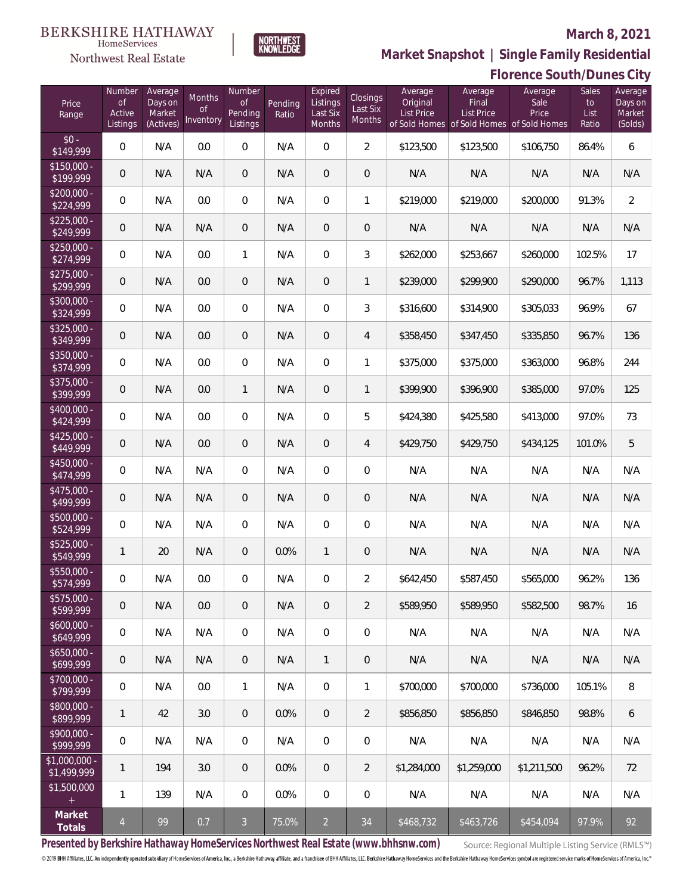BERKSHIRE HATHAWAY HomeServices Northwest Real Estate

NORTHWEST KNOWLEDGE

**March 8, 2021**

## Market Snapshot | Single Family Residential

## Florence South/Dunes City

| Price Range | Number of Active Listings | Average Days on Market (Actives) | Months of Inventory | Number of Pending Listings | Pending Ratio | Expired Listings Last Six Months | Closings Last Six Months | Average Original List Price of Sold Homes | Average Final List Price of Sold Homes | Average Sale Price of Sold Homes | Sales to List Ratio | Average Days on Market (Solds) |
|---|---|---|---|---|---|---|---|---|---|---|---|---|
| $0 - $149,999 | 0 | N/A | 0.0 | 0 | N/A | 0 | 2 | $123,500 | $123,500 | $106,750 | 86.4% | 6 |
| $150,000 - $199,999 | 0 | N/A | N/A | 0 | N/A | 0 | 0 | N/A | N/A | N/A | N/A | N/A |
| $200,000 - $224,999 | 0 | N/A | 0.0 | 0 | N/A | 0 | 1 | $219,000 | $219,000 | $200,000 | 91.3% | 2 |
| $225,000 - $249,999 | 0 | N/A | N/A | 0 | N/A | 0 | 0 | N/A | N/A | N/A | N/A | N/A |
| $250,000 - $274,999 | 0 | N/A | 0.0 | 1 | N/A | 0 | 3 | $262,000 | $253,667 | $260,000 | 102.5% | 17 |
| $275,000 - $299,999 | 0 | N/A | 0.0 | 0 | N/A | 0 | 1 | $239,000 | $299,900 | $290,000 | 96.7% | 1,113 |
| $300,000 - $324,999 | 0 | N/A | 0.0 | 0 | N/A | 0 | 3 | $316,600 | $314,900 | $305,033 | 96.9% | 67 |
| $325,000 - $349,999 | 0 | N/A | 0.0 | 0 | N/A | 0 | 4 | $358,450 | $347,450 | $335,850 | 96.7% | 136 |
| $350,000 - $374,999 | 0 | N/A | 0.0 | 0 | N/A | 0 | 1 | $375,000 | $375,000 | $363,000 | 96.8% | 244 |
| $375,000 - $399,999 | 0 | N/A | 0.0 | 1 | N/A | 0 | 1 | $399,900 | $396,900 | $385,000 | 97.0% | 125 |
| $400,000 - $424,999 | 0 | N/A | 0.0 | 0 | N/A | 0 | 5 | $424,380 | $425,580 | $413,000 | 97.0% | 73 |
| $425,000 - $449,999 | 0 | N/A | 0.0 | 0 | N/A | 0 | 4 | $429,750 | $429,750 | $434,125 | 101.0% | 5 |
| $450,000 - $474,999 | 0 | N/A | N/A | 0 | N/A | 0 | 0 | N/A | N/A | N/A | N/A | N/A |
| $475,000 - $499,999 | 0 | N/A | N/A | 0 | N/A | 0 | 0 | N/A | N/A | N/A | N/A | N/A |
| $500,000 - $524,999 | 0 | N/A | N/A | 0 | N/A | 0 | 0 | N/A | N/A | N/A | N/A | N/A |
| $525,000 - $549,999 | 1 | 20 | N/A | 0 | 0.0% | 1 | 0 | N/A | N/A | N/A | N/A | N/A |
| $550,000 - $574,999 | 0 | N/A | 0.0 | 0 | N/A | 0 | 2 | $642,450 | $587,450 | $565,000 | 96.2% | 136 |
| $575,000 - $599,999 | 0 | N/A | 0.0 | 0 | N/A | 0 | 2 | $589,950 | $589,950 | $582,500 | 98.7% | 16 |
| $600,000 - $649,999 | 0 | N/A | N/A | 0 | N/A | 0 | 0 | N/A | N/A | N/A | N/A | N/A |
| $650,000 - $699,999 | 0 | N/A | N/A | 0 | N/A | 1 | 0 | N/A | N/A | N/A | N/A | N/A |
| $700,000 - $799,999 | 0 | N/A | 0.0 | 1 | N/A | 0 | 1 | $700,000 | $700,000 | $736,000 | 105.1% | 8 |
| $800,000 - $899,999 | 1 | 42 | 3.0 | 0 | 0.0% | 0 | 2 | $856,850 | $856,850 | $846,850 | 98.8% | 6 |
| $900,000 - $999,999 | 0 | N/A | N/A | 0 | N/A | 0 | 0 | N/A | N/A | N/A | N/A | N/A |
| $1,000,000 - $1,499,999 | 1 | 194 | 3.0 | 0 | 0.0% | 0 | 2 | $1,284,000 | $1,259,000 | $1,211,500 | 96.2% | 72 |
| $1,500,000 + | 1 | 139 | N/A | 0 | 0.0% | 0 | 0 | N/A | N/A | N/A | N/A | N/A |
| **Market Totals** | 4 | 99 | 0.7 | 3 | 75.0% | 2 | 34 | $468,732 | $463,726 | $454,094 | 97.9% | 92 |

**Presented by Berkshire Hathaway HomeServices Northwest Real Estate (www.bhhsnw.com)**

Source: Regional Multiple Listing Service (RMLS™)

© 2019 BHH Affiliates, LLC. An independently operated subsidiary of HomeServices of America, Inc., a Berkshire Hathaway affiliate, and a franchisee of BHH Affiliates, LLC. Berkshire Hathaway HomeServices and the Berkshire Hathaway HomeServices symbol are registered service marks of HomeServices of America, Inc.®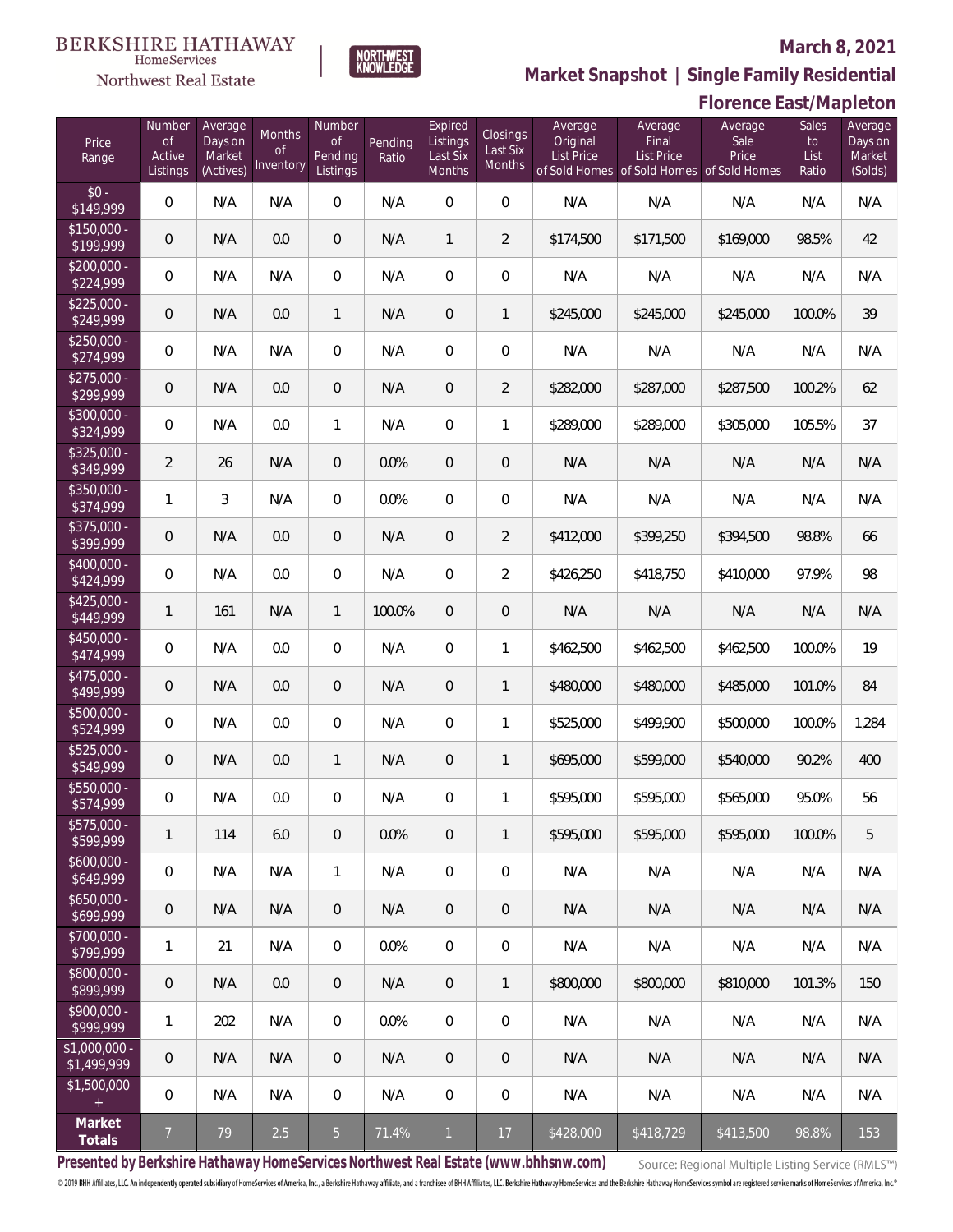BERKSHIRE HATHAWAY HomeServices Northwest Real Estate

NORTHWEST KNOWLEDGE

**March 8, 2021**

## Market Snapshot | Single Family Residential

## Florence East/Mapleton

| Price Range | Number of Active Listings | Average Days on Market (Actives) | Months of Inventory | Number of Pending Listings | Pending Ratio | Expired Listings Last Six Months | Closings Last Six Months | Average Original List Price of Sold Homes | Average Final List Price of Sold Homes | Average Sale Price of Sold Homes | Sales to List Ratio | Average Days on Market (Solds) |
|---|---|---|---|---|---|---|---|---|---|---|---|---|
| $0 - $149,999 | 0 | N/A | N/A | 0 | N/A | 0 | 0 | N/A | N/A | N/A | N/A | N/A |
| $150,000 - $199,999 | 0 | N/A | 0.0 | 0 | N/A | 1 | 2 | $174,500 | $171,500 | $169,000 | 98.5% | 42 |
| $200,000 - $224,999 | 0 | N/A | N/A | 0 | N/A | 0 | 0 | N/A | N/A | N/A | N/A | N/A |
| $225,000 - $249,999 | 0 | N/A | 0.0 | 1 | N/A | 0 | 1 | $245,000 | $245,000 | $245,000 | 100.0% | 39 |
| $250,000 - $274,999 | 0 | N/A | N/A | 0 | N/A | 0 | 0 | N/A | N/A | N/A | N/A | N/A |
| $275,000 - $299,999 | 0 | N/A | 0.0 | 0 | N/A | 0 | 2 | $282,000 | $287,000 | $287,500 | 100.2% | 62 |
| $300,000 - $324,999 | 0 | N/A | 0.0 | 1 | N/A | 0 | 1 | $289,000 | $289,000 | $305,000 | 105.5% | 37 |
| $325,000 - $349,999 | 2 | 26 | N/A | 0 | 0.0% | 0 | 0 | N/A | N/A | N/A | N/A | N/A |
| $350,000 - $374,999 | 1 | 3 | N/A | 0 | 0.0% | 0 | 0 | N/A | N/A | N/A | N/A | N/A |
| $375,000 - $399,999 | 0 | N/A | 0.0 | 0 | N/A | 0 | 2 | $412,000 | $399,250 | $394,500 | 98.8% | 66 |
| $400,000 - $424,999 | 0 | N/A | 0.0 | 0 | N/A | 0 | 2 | $426,250 | $418,750 | $410,000 | 97.9% | 98 |
| $425,000 - $449,999 | 1 | 161 | N/A | 1 | 100.0% | 0 | 0 | N/A | N/A | N/A | N/A | N/A |
| $450,000 - $474,999 | 0 | N/A | 0.0 | 0 | N/A | 0 | 1 | $462,500 | $462,500 | $462,500 | 100.0% | 19 |
| $475,000 - $499,999 | 0 | N/A | 0.0 | 0 | N/A | 0 | 1 | $480,000 | $480,000 | $485,000 | 101.0% | 84 |
| $500,000 - $524,999 | 0 | N/A | 0.0 | 0 | N/A | 0 | 1 | $525,000 | $499,900 | $500,000 | 100.0% | 1,284 |
| $525,000 - $549,999 | 0 | N/A | 0.0 | 1 | N/A | 0 | 1 | $695,000 | $599,000 | $540,000 | 90.2% | 400 |
| $550,000 - $574,999 | 0 | N/A | 0.0 | 0 | N/A | 0 | 1 | $595,000 | $595,000 | $565,000 | 95.0% | 56 |
| $575,000 - $599,999 | 1 | 114 | 6.0 | 0 | 0.0% | 0 | 1 | $595,000 | $595,000 | $595,000 | 100.0% | 5 |
| $600,000 - $649,999 | 0 | N/A | N/A | 1 | N/A | 0 | 0 | N/A | N/A | N/A | N/A | N/A |
| $650,000 - $699,999 | 0 | N/A | N/A | 0 | N/A | 0 | 0 | N/A | N/A | N/A | N/A | N/A |
| $700,000 - $799,999 | 1 | 21 | N/A | 0 | 0.0% | 0 | 0 | N/A | N/A | N/A | N/A | N/A |
| $800,000 - $899,999 | 0 | N/A | 0.0 | 0 | N/A | 0 | 1 | $800,000 | $800,000 | $810,000 | 101.3% | 150 |
| $900,000 - $999,999 | 1 | 202 | N/A | 0 | 0.0% | 0 | 0 | N/A | N/A | N/A | N/A | N/A |
| $1,000,000 - $1,499,999 | 0 | N/A | N/A | 0 | N/A | 0 | 0 | N/A | N/A | N/A | N/A | N/A |
| $1,500,000 + | 0 | N/A | N/A | 0 | N/A | 0 | 0 | N/A | N/A | N/A | N/A | N/A |
| **Market Totals** | 7 | 79 | 2.5 | 5 | 71.4% | 1 | 17 | $428,000 | $418,729 | $413,500 | 98.8% | 153 |

**Presented by Berkshire Hathaway HomeServices Northwest Real Estate (www.bhhsnw.com)**

Source: Regional Multiple Listing Service (RMLS™)

© 2019 BHH Affiliates, LLC. An independently operated subsidiary of HomeServices of America, Inc., a Berkshire Hathaway affiliate, and a franchisee of BHH Affiliates, LLC. Berkshire Hathaway HomeServices and the Berkshire Hathaway HomeServices symbol are registered service marks of HomeServices of America, Inc.®